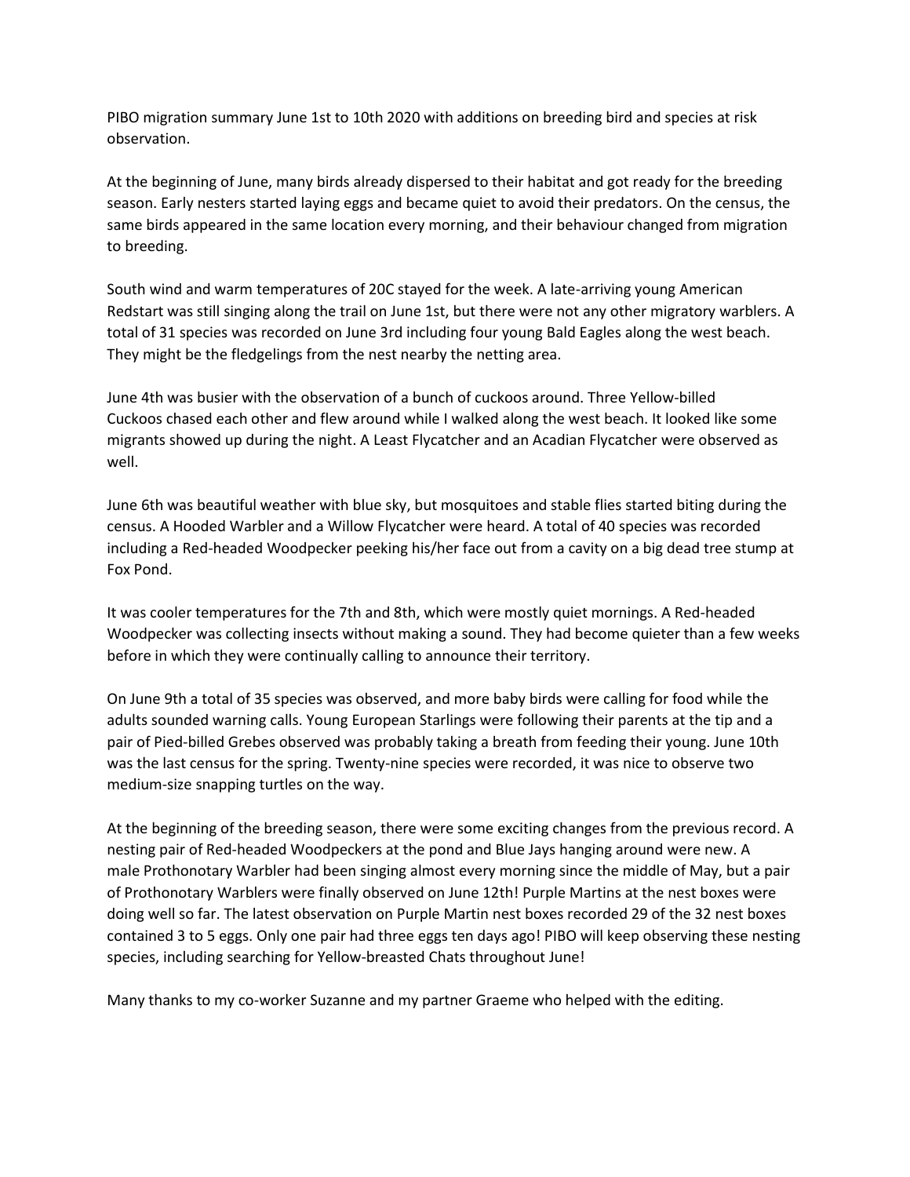PIBO migration summary June 1st to 10th 2020 with additions on breeding bird and species at risk observation.

At the beginning of June, many birds already dispersed to their habitat and got ready for the breeding season. Early nesters started laying eggs and became quiet to avoid their predators. On the census, the same birds appeared in the same location every morning, and their behaviour changed from migration to breeding.

South wind and warm temperatures of 20C stayed for the week. A late-arriving young American Redstart was still singing along the trail on June 1st, but there were not any other migratory warblers. A total of 31 species was recorded on June 3rd including four young Bald Eagles along the west beach. They might be the fledgelings from the nest nearby the netting area.

June 4th was busier with the observation of a bunch of cuckoos around. Three Yellow-billed Cuckoos chased each other and flew around while I walked along the west beach. It looked like some migrants showed up during the night. A Least Flycatcher and an Acadian Flycatcher were observed as well.

June 6th was beautiful weather with blue sky, but mosquitoes and stable flies started biting during the census. A Hooded Warbler and a Willow Flycatcher were heard. A total of 40 species was recorded including a Red-headed Woodpecker peeking his/her face out from a cavity on a big dead tree stump at Fox Pond.

It was cooler temperatures for the 7th and 8th, which were mostly quiet mornings. A Red-headed Woodpecker was collecting insects without making a sound. They had become quieter than a few weeks before in which they were continually calling to announce their territory.

On June 9th a total of 35 species was observed, and more baby birds were calling for food while the adults sounded warning calls. Young European Starlings were following their parents at the tip and a pair of Pied-billed Grebes observed was probably taking a breath from feeding their young. June 10th was the last census for the spring. Twenty-nine species were recorded, it was nice to observe two medium-size snapping turtles on the way.

At the beginning of the breeding season, there were some exciting changes from the previous record. A nesting pair of Red-headed Woodpeckers at the pond and Blue Jays hanging around were new. A male Prothonotary Warbler had been singing almost every morning since the middle of May, but a pair of Prothonotary Warblers were finally observed on June 12th! Purple Martins at the nest boxes were doing well so far. The latest observation on Purple Martin nest boxes recorded 29 of the 32 nest boxes contained 3 to 5 eggs. Only one pair had three eggs ten days ago! PIBO will keep observing these nesting species, including searching for Yellow-breasted Chats throughout June!

Many thanks to my co-worker Suzanne and my partner Graeme who helped with the editing.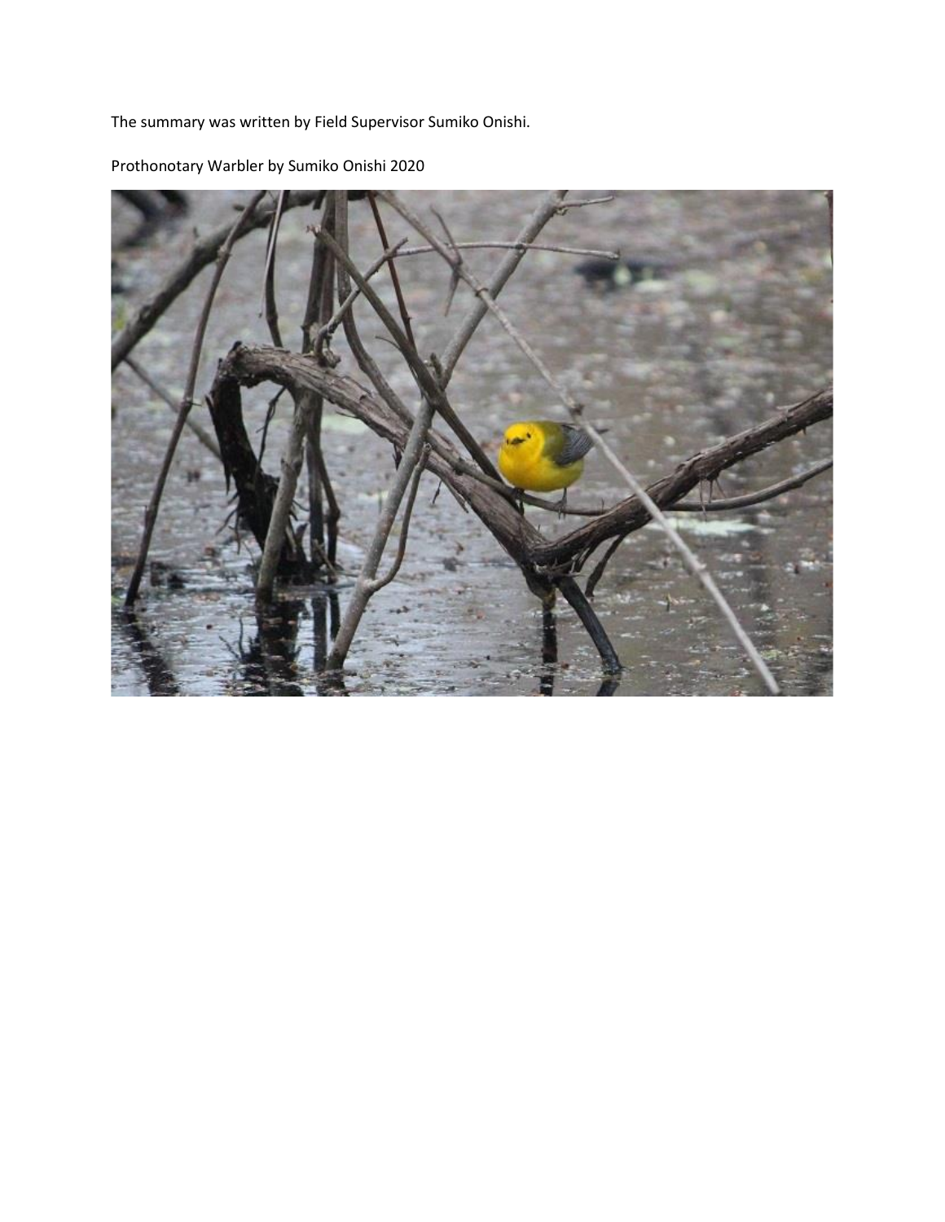The summary was written by Field Supervisor Sumiko Onishi.

Prothonotary Warbler by Sumiko Onishi 2020